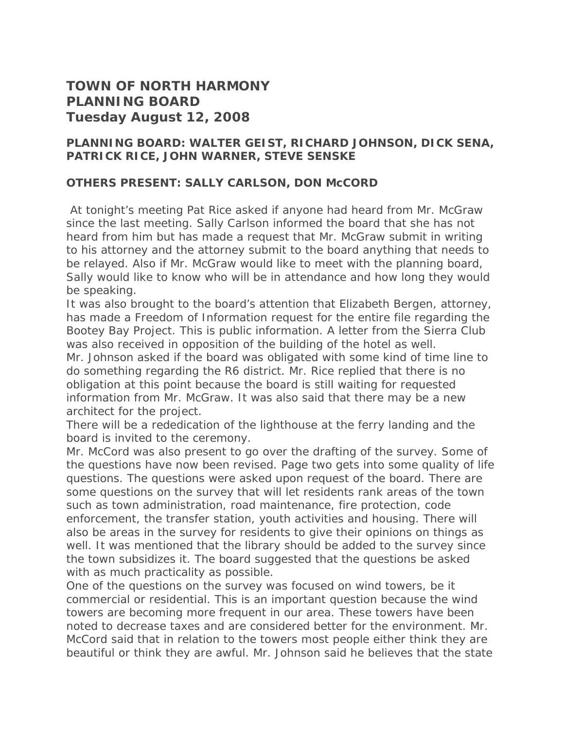# TOWN OF NORTH HARMONY
# PLANNING BOARD
# Tuesday August 12, 2008

**PLANNING BOARD: WALTER GEIST, RICHARD JOHNSON, DICK SENA, PATRICK RICE, JOHN WARNER, STEVE SENSKE**

**OTHERS PRESENT: SALLY CARLSON, DON McCORD**

At tonight's meeting Pat Rice asked if anyone had heard from Mr. McGraw since the last meeting. Sally Carlson informed the board that she has not heard from him but has made a request that Mr. McGraw submit in writing to his attorney and the attorney submit to the board anything that needs to be relayed. Also if Mr. McGraw would like to meet with the planning board, Sally would like to know who will be in attendance and how long they would be speaking.

It was also brought to the board's attention that Elizabeth Bergen, attorney, has made a Freedom of Information request for the entire file regarding the Bootey Bay Project. This is public information. A letter from the Sierra Club was also received in opposition of the building of the hotel as well.

Mr. Johnson asked if the board was obligated with some kind of time line to do something regarding the R6 district. Mr. Rice replied that there is no obligation at this point because the board is still waiting for requested information from Mr. McGraw. It was also said that there may be a new architect for the project.

There will be a rededication of the lighthouse at the ferry landing and the board is invited to the ceremony.

Mr. McCord was also present to go over the drafting of the survey. Some of the questions have now been revised. Page two gets into some quality of life questions. The questions were asked upon request of the board. There are some questions on the survey that will let residents rank areas of the town such as town administration, road maintenance, fire protection, code enforcement, the transfer station, youth activities and housing. There will also be areas in the survey for residents to give their opinions on things as well. It was mentioned that the library should be added to the survey since the town subsidizes it. The board suggested that the questions be asked with as much practicality as possible.

One of the questions on the survey was focused on wind towers, be it commercial or residential. This is an important question because the wind towers are becoming more frequent in our area. These towers have been noted to decrease taxes and are considered better for the environment. Mr. McCord said that in relation to the towers most people either think they are beautiful or think they are awful. Mr. Johnson said he believes that the state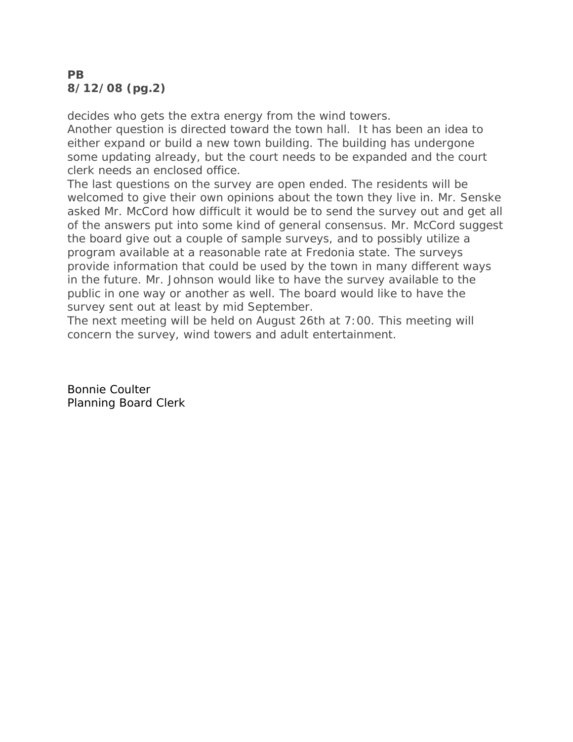**PB**
**8/12/08 (pg.2)**

decides who gets the extra energy from the wind towers.
Another question is directed toward the town hall. It has been an idea to either expand or build a new town building. The building has undergone some updating already, but the court needs to be expanded and the court clerk needs an enclosed office.
The last questions on the survey are open ended. The residents will be welcomed to give their own opinions about the town they live in. Mr. Senske asked Mr. McCord how difficult it would be to send the survey out and get all of the answers put into some kind of general consensus. Mr. McCord suggest the board give out a couple of sample surveys, and to possibly utilize a program available at a reasonable rate at Fredonia state. The surveys provide information that could be used by the town in many different ways in the future. Mr. Johnson would like to have the survey available to the public in one way or another as well. The board would like to have the survey sent out at least by mid September.
The next meeting will be held on August 26th at 7:00. This meeting will concern the survey, wind towers and adult entertainment.

Bonnie Coulter
Planning Board Clerk